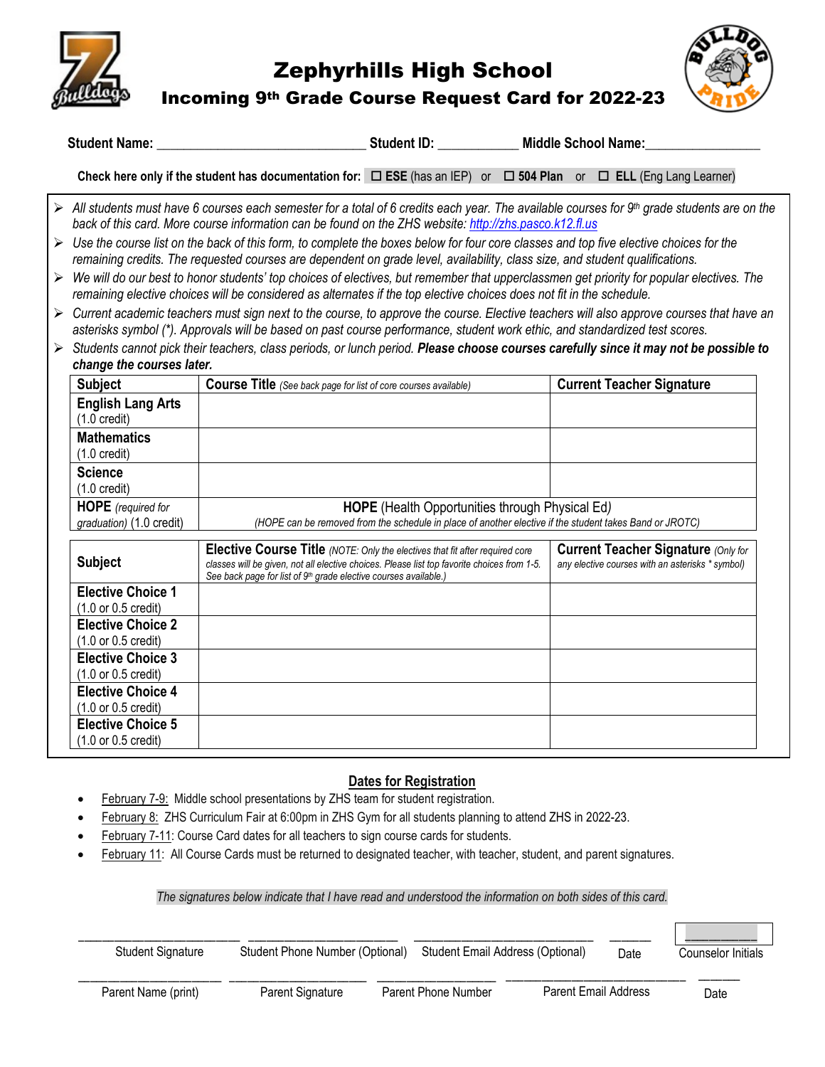# Zephyrhills High School

## Incoming 9th Grade Course Request Card for 2022-23

**Student Name:** ______________________________ **Student ID:** ___________ **Middle School Name:**________________

**Check here only if the student has documentation for:** ☐ **ESE** (has an IEP) or ☐ **504 Plan** or ☐ **ELL** (Eng Lang Learner)

- *All students must have 6 courses each semester for a total of 6 credits each year. The available courses for 9th grade students are on the back of this card. More course information can be found on the ZHS website: http://zhs.pasco.k12.fl.us*
- *Use the course list on the back of this form, to complete the boxes below for four core classes and top five elective choices for the remaining credits. The requested courses are dependent on grade level, availability, class size, and student qualifications.*
- *We will do our best to honor students' top choices of electives, but remember that upperclassmen get priority for popular electives. The remaining elective choices will be considered as alternates if the top elective choices does not fit in the schedule.*
- *Current academic teachers must sign next to the course, to approve the course. Elective teachers will also approve courses that have an asterisks symbol (\*). Approvals will be based on past course performance, student work ethic, and standardized test scores.*
- *Students cannot pick their teachers, class periods, or lunch period.* ***Please choose courses carefully since it may not be possible to change the courses later.***

| Subject | Course Title *(See back page for list of core courses available)* | Current Teacher Signature |
|---|---|---|
| **English Lang Arts** (1.0 credit) | | |
| **Mathematics** (1.0 credit) | | |
| **Science** (1.0 credit) | | |
| **HOPE** *(required for graduation)* (1.0 credit) | **HOPE** (Health Opportunities through Physical Ed) *(HOPE can be removed from the schedule in place of another elective if the student takes Band or JROTC)* | |

| Subject | Elective Course Title *(NOTE: Only the electives that fit after required core classes will be given, not all elective choices. Please list top favorite choices from 1-5. See back page for list of 9th grade elective courses available.)* | Current Teacher Signature *(Only for any elective courses with an asterisks \* symbol)* |
|---|---|---|
| **Elective Choice 1** (1.0 or 0.5 credit) | | |
| **Elective Choice 2** (1.0 or 0.5 credit) | | |
| **Elective Choice 3** (1.0 or 0.5 credit) | | |
| **Elective Choice 4** (1.0 or 0.5 credit) | | |
| **Elective Choice 5** (1.0 or 0.5 credit) | | |

## Dates for Registration

- February 7-9: Middle school presentations by ZHS team for student registration.
- February 8: ZHS Curriculum Fair at 6:00pm in ZHS Gym for all students planning to attend ZHS in 2022-23.
- February 7-11: Course Card dates for all teachers to sign course cards for students.
- February 11: All Course Cards must be returned to designated teacher, with teacher, student, and parent signatures.

*The signatures below indicate that I have read and understood the information on both sides of this card.*

| ______________ | ______________ | ______________ | ______ | ______ |
|---|---|---|---|---|
| Student Signature | Student Phone Number (Optional) | Student Email Address (Optional) | Date | Counselor Initials |

| ______________ | ______________ | ______________ | ______________ | ______ |
|---|---|---|---|---|
| Parent Name (print) | Parent Signature | Parent Phone Number | Parent Email Address | Date |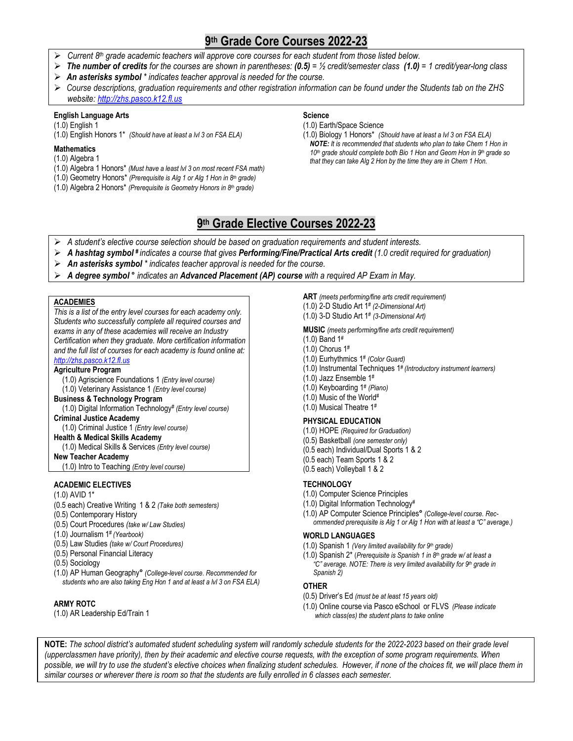# 9th Grade Core Courses 2022-23

- *Current 8th grade academic teachers will approve core courses for each student from those listed below.*
- ***The number of credits*** *for the courses are shown in parentheses:* ***(0.5)*** *= ½ credit/semester class* ***(1.0)*** *= 1 credit/year-long class*
- ***An asterisks symbol*** *\* indicates teacher approval is needed for the course.*
- *Course descriptions, graduation requirements and other registration information can be found under the Students tab on the ZHS website: http://zhs.pasco.k12.fl.us*

**English Language Arts**

(1.0) English 1
(1.0) English Honors 1* *(Should have at least a lvl 3 on FSA ELA)*

**Mathematics**

(1.0) Algebra 1
(1.0) Algebra 1 Honors* *(Must have a least lvl 3 on most recent FSA math)*
(1.0) Geometry Honors* *(Prerequisite is Alg 1 or Alg 1 Hon in 8th grade)*
(1.0) Algebra 2 Honors* *(Prerequisite is Geometry Honors in 8th grade)*

**Science**

(1.0) Earth/Space Science
(1.0) Biology 1 Honors* *(Should have at least a lvl 3 on FSA ELA)*
***NOTE:*** *It is recommended that students who plan to take Chem 1 Hon in 10th grade should complete both Bio 1 Hon and Geom Hon in 9th grade so that they can take Alg 2 Hon by the time they are in Chem 1 Hon.*

# 9th Grade Elective Courses 2022-23

- *A student's elective course selection should be based on graduation requirements and student interests.*
- ***A hashtag symbol #*** *indicates a course that gives* ***Performing/Fine/Practical Arts credit*** *(1.0 credit required for graduation)*
- ***An asterisks symbol*** *\* indicates teacher approval is needed for the course.*
- ***A degree symbol °*** *indicates an* ***Advanced Placement (AP) course*** *with a required AP Exam in May.*

**ACADEMIES**

*This is a list of the entry level courses for each academy only. Students who successfully complete all required courses and exams in any of these academies will receive an Industry Certification when they graduate. More certification information and the full list of courses for each academy is found online at: http://zhs.pasco.k12.fl.us*

**Agriculture Program**
(1.0) Agriscience Foundations 1 *(Entry level course)*
(1.0) Veterinary Assistance 1 *(Entry level course)*

**Business & Technology Program**
(1.0) Digital Information Technology# *(Entry level course)*

**Criminal Justice Academy**
(1.0) Criminal Justice 1 *(Entry level course)*

**Health & Medical Skills Academy**
(1.0) Medical Skills & Services *(Entry level course)*

**New Teacher Academy**
(1.0) Intro to Teaching *(Entry level course)*

**ACADEMIC ELECTIVES**

(1.0) AVID 1*
(0.5 each) Creative Writing 1 & 2 *(Take both semesters)*
(0.5) Contemporary History
(0.5) Court Procedures *(take w/ Law Studies)*
(1.0) Journalism 1# *(Yearbook)*
(0.5) Law Studies *(take w/ Court Procedures)*
(0.5) Personal Financial Literacy
(0.5) Sociology
(1.0) AP Human Geography° *(College-level course. Recommended for students who are also taking Eng Hon 1 and at least a lvl 3 on FSA ELA)*

**ARMY ROTC**

(1.0) AR Leadership Ed/Train 1

**ART** *(meets performing/fine arts credit requirement)*

(1.0) 2-D Studio Art 1# *(2-Dimensional Art)*
(1.0) 3-D Studio Art 1# *(3-Dimensional Art)*

**MUSIC** *(meets performing/fine arts credit requirement)*

(1.0) Band 1#
(1.0) Chorus 1#
(1.0) Eurhythmics 1# *(Color Guard)*
(1.0) Instrumental Techniques 1# *(Introductory instrument learners)*
(1.0) Jazz Ensemble 1#
(1.0) Keyboarding 1# *(Piano)*
(1.0) Music of the World#
(1.0) Musical Theatre 1#

**PHYSICAL EDUCATION**

(1.0) HOPE *(Required for Graduation)*
(0.5) Basketball *(one semester only)*
(0.5 each) Individual/Dual Sports 1 & 2
(0.5 each) Team Sports 1 & 2
(0.5 each) Volleyball 1 & 2

**TECHNOLOGY**

(1.0) Computer Science Principles
(1.0) Digital Information Technology#
(1.0) AP Computer Science Principles° *(College-level course. Recommended prerequisite is Alg 1 or Alg 1 Hon with at least a "C" average.)*

**WORLD LANGUAGES**

(1.0) Spanish 1 *(Very limited availability for 9th grade)*
(1.0) Spanish 2* (*Prerequisite is Spanish 1 in 8th grade w/ at least a "C" average. NOTE: There is very limited availability for 9th grade in Spanish 2)*

**OTHER**

(0.5) Driver's Ed *(must be at least 15 years old)*
(1.0) Online course via Pasco eSchool or FLVS *(Please indicate which class(es) the student plans to take online*

**NOTE:** *The school district's automated student scheduling system will randomly schedule students for the 2022-2023 based on their grade level (upperclassmen have priority), then by their academic and elective course requests, with the exception of some program requirements. When possible, we will try to use the student's elective choices when finalizing student schedules. However, if none of the choices fit, we will place them in similar courses or wherever there is room so that the students are fully enrolled in 6 classes each semester.*